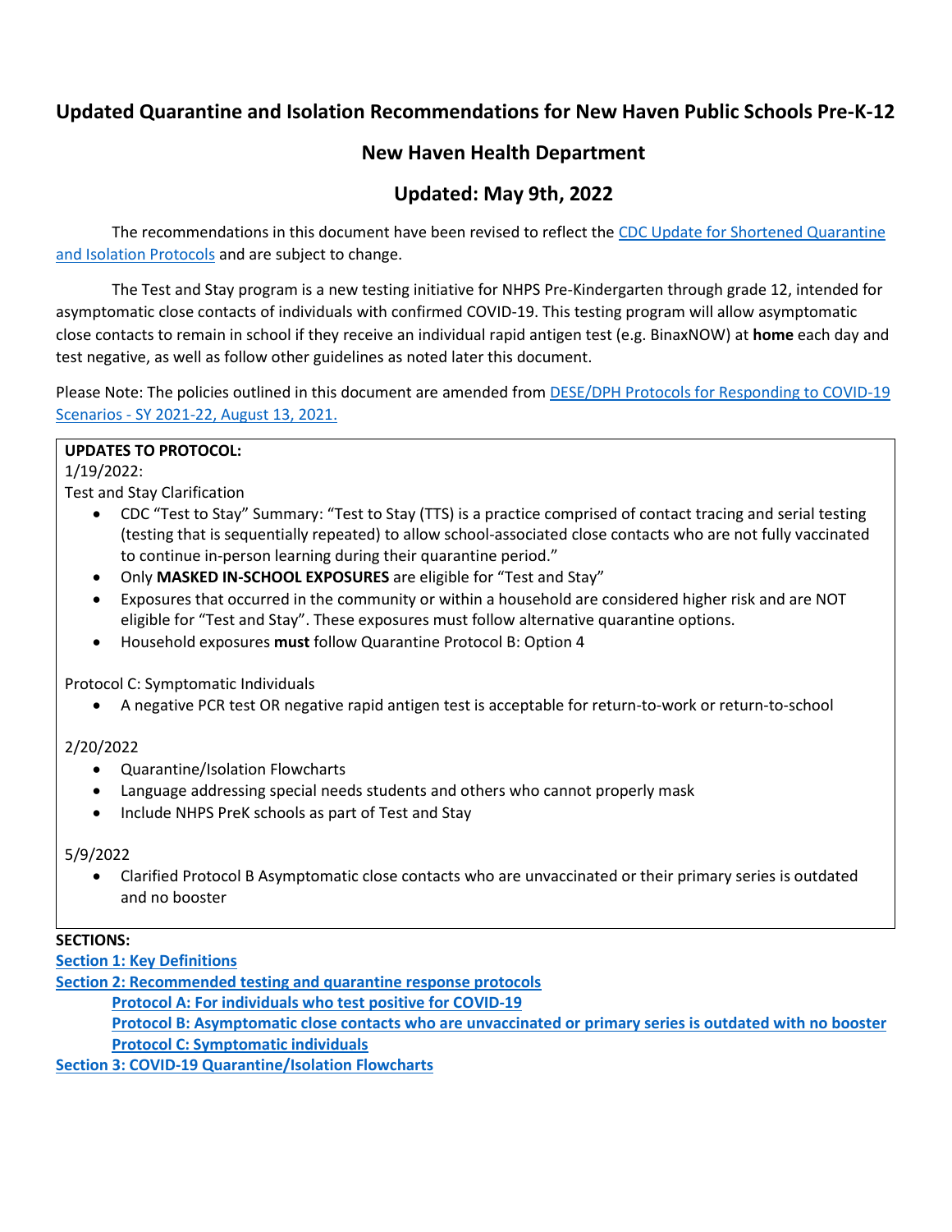# Updated Quarantine and Isolation Recommendations for New Haven Public Schools Pre-K-12

## New Haven Health Department

## Updated: May 9th, 2022

The recommendations in this document have been revised to reflect the [CDC Update for Shortened Quarantine and Isolation Protocols]() and are subject to change.

The Test and Stay program is a new testing initiative for NHPS Pre-Kindergarten through grade 12, intended for asymptomatic close contacts of individuals with confirmed COVID-19. This testing program will allow asymptomatic close contacts to remain in school if they receive an individual rapid antigen test (e.g. BinaxNOW) at **home** each day and test negative, as well as follow other guidelines as noted later this document.

Please Note: The policies outlined in this document are amended from [DESE/DPH Protocols for Responding to COVID-19 Scenarios - SY 2021-22, August 13, 2021.]()

**UPDATES TO PROTOCOL:**

1/19/2022:

Test and Stay Clarification

- CDC "Test to Stay" Summary: "Test to Stay (TTS) is a practice comprised of contact tracing and serial testing (testing that is sequentially repeated) to allow school-associated close contacts who are not fully vaccinated to continue in-person learning during their quarantine period."
- Only **MASKED IN-SCHOOL EXPOSURES** are eligible for "Test and Stay"
- Exposures that occurred in the community or within a household are considered higher risk and are NOT eligible for "Test and Stay". These exposures must follow alternative quarantine options.
- Household exposures **must** follow Quarantine Protocol B: Option 4

Protocol C: Symptomatic Individuals

- A negative PCR test OR negative rapid antigen test is acceptable for return-to-work or return-to-school

2/20/2022

- Quarantine/Isolation Flowcharts
- Language addressing special needs students and others who cannot properly mask
- Include NHPS PreK schools as part of Test and Stay

5/9/2022

- Clarified Protocol B Asymptomatic close contacts who are unvaccinated or their primary series is outdated and no booster

**SECTIONS:**

**[Section 1: Key Definitions]()**

**[Section 2: Recommended testing and quarantine response protocols]()**

- **[Protocol A: For individuals who test positive for COVID-19]()**
- **[Protocol B: Asymptomatic close contacts who are unvaccinated or primary series is outdated with no booster]()**
- **[Protocol C: Symptomatic individuals]()**

**[Section 3: COVID-19 Quarantine/Isolation Flowcharts]()**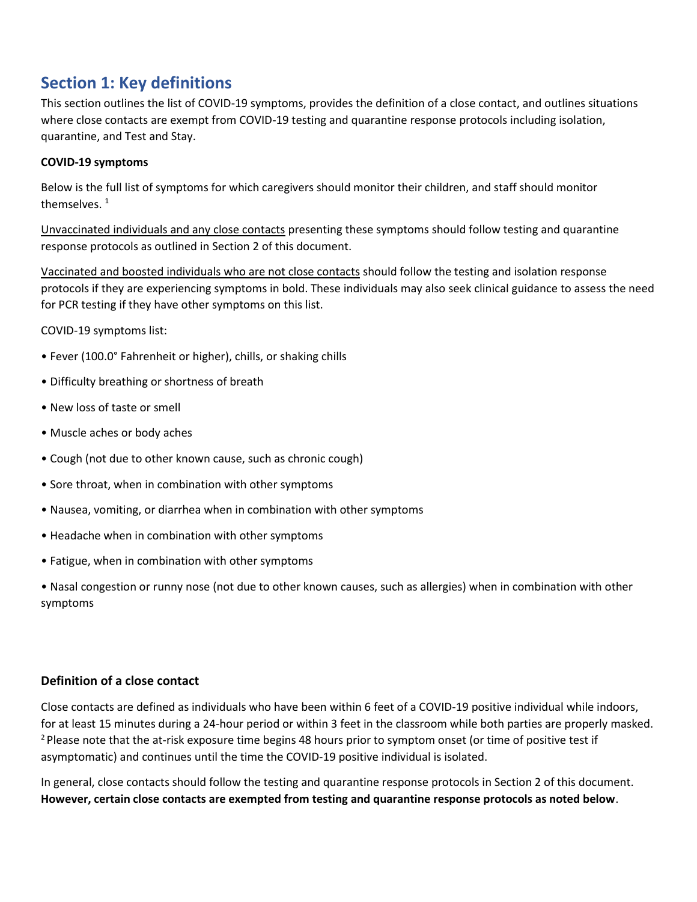## Section 1: Key definitions

This section outlines the list of COVID-19 symptoms, provides the definition of a close contact, and outlines situations where close contacts are exempt from COVID-19 testing and quarantine response protocols including isolation, quarantine, and Test and Stay.

**COVID-19 symptoms**

Below is the full list of symptoms for which caregivers should monitor their children, and staff should monitor themselves. [1]

Unvaccinated individuals and any close contacts presenting these symptoms should follow testing and quarantine response protocols as outlined in Section 2 of this document.

Vaccinated and boosted individuals who are not close contacts should follow the testing and isolation response protocols if they are experiencing symptoms in bold. These individuals may also seek clinical guidance to assess the need for PCR testing if they have other symptoms on this list.

COVID-19 symptoms list:

- Fever (100.0° Fahrenheit or higher), chills, or shaking chills
- Difficulty breathing or shortness of breath
- New loss of taste or smell
- Muscle aches or body aches
- Cough (not due to other known cause, such as chronic cough)
- Sore throat, when in combination with other symptoms
- Nausea, vomiting, or diarrhea when in combination with other symptoms
- Headache when in combination with other symptoms
- Fatigue, when in combination with other symptoms
- Nasal congestion or runny nose (not due to other known causes, such as allergies) when in combination with other symptoms

### Definition of a close contact

Close contacts are defined as individuals who have been within 6 feet of a COVID-19 positive individual while indoors, for at least 15 minutes during a 24-hour period or within 3 feet in the classroom while both parties are properly masked. [2] Please note that the at-risk exposure time begins 48 hours prior to symptom onset (or time of positive test if asymptomatic) and continues until the time the COVID-19 positive individual is isolated.

In general, close contacts should follow the testing and quarantine response protocols in Section 2 of this document. **However, certain close contacts are exempted from testing and quarantine response protocols as noted below**.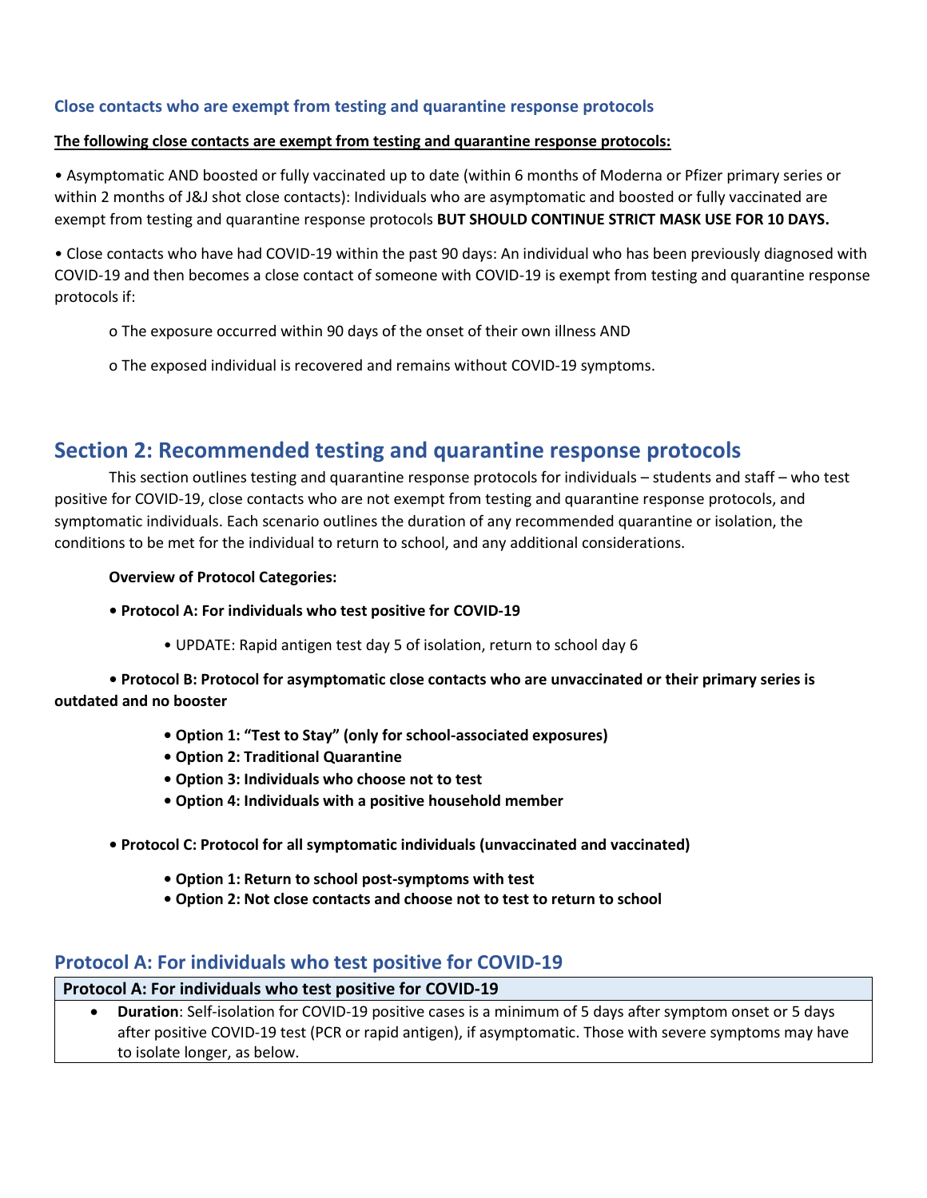### Close contacts who are exempt from testing and quarantine response protocols

**The following close contacts are exempt from testing and quarantine response protocols:**

- Asymptomatic AND boosted or fully vaccinated up to date (within 6 months of Moderna or Pfizer primary series or within 2 months of J&J shot close contacts): Individuals who are asymptomatic and boosted or fully vaccinated are exempt from testing and quarantine response protocols **BUT SHOULD CONTINUE STRICT MASK USE FOR 10 DAYS.**

- Close contacts who have had COVID-19 within the past 90 days: An individual who has been previously diagnosed with COVID-19 and then becomes a close contact of someone with COVID-19 is exempt from testing and quarantine response protocols if:

  - The exposure occurred within 90 days of the onset of their own illness AND
  - The exposed individual is recovered and remains without COVID-19 symptoms.

## Section 2: Recommended testing and quarantine response protocols

This section outlines testing and quarantine response protocols for individuals – students and staff – who test positive for COVID-19, close contacts who are not exempt from testing and quarantine response protocols, and symptomatic individuals. Each scenario outlines the duration of any recommended quarantine or isolation, the conditions to be met for the individual to return to school, and any additional considerations.

**Overview of Protocol Categories:**

- **Protocol A: For individuals who test positive for COVID-19**
  - UPDATE: Rapid antigen test day 5 of isolation, return to school day 6
- **Protocol B: Protocol for asymptomatic close contacts who are unvaccinated or their primary series is outdated and no booster**
  - **Option 1: "Test to Stay" (only for school-associated exposures)**
  - **Option 2: Traditional Quarantine**
  - **Option 3: Individuals who choose not to test**
  - **Option 4: Individuals with a positive household member**
- **Protocol C: Protocol for all symptomatic individuals (unvaccinated and vaccinated)**
  - **Option 1: Return to school post-symptoms with test**
  - **Option 2: Not close contacts and choose not to test to return to school**

### Protocol A: For individuals who test positive for COVID-19

| Protocol A: For individuals who test positive for COVID-19 |
| --- |
| • **Duration**: Self-isolation for COVID-19 positive cases is a minimum of 5 days after symptom onset or 5 days after positive COVID-19 test (PCR or rapid antigen), if asymptomatic. Those with severe symptoms may have to isolate longer, as below. |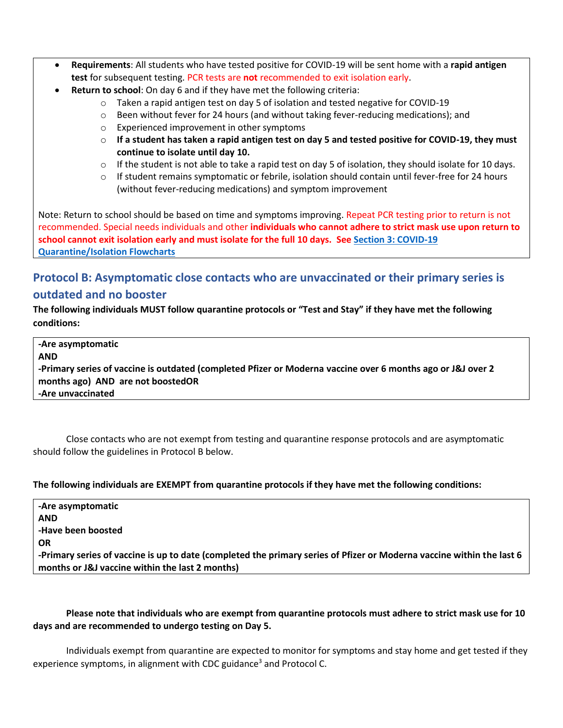- **Requirements**: All students who have tested positive for COVID-19 will be sent home with a **rapid antigen test** for subsequent testing. PCR tests are **not** recommended to exit isolation early.
- **Return to school**: On day 6 and if they have met the following criteria:
    - Taken a rapid antigen test on day 5 of isolation and tested negative for COVID-19 and
    - Been without fever for 24 hours (and without taking fever-reducing medications); and
    - Experienced improvement in other symptoms
    - **If a student has taken a rapid antigen test on day 5 and tested positive for COVID-19, they must continue to isolate until day 10.**
    - If the student is not able to take a rapid test on day 5 of isolation, they should isolate for 10 days.
    - If student remains symptomatic or febrile, isolation should contain until fever-free for 24 hours (without fever-reducing medications) and symptom improvement

Note: Return to school should be based on time and symptoms improving. Repeat PCR testing prior to return is not recommended. Special needs individuals and other **individuals who cannot adhere to strict mask use upon return to school cannot exit isolation early and must isolate for the full 10 days. See Section 3: COVID-19 Quarantine/Isolation Flowcharts**

## Protocol B: Asymptomatic close contacts who are unvaccinated or their primary series is outdated and no booster

**The following individuals MUST follow quarantine protocols or "Test and Stay" if they have met the following conditions:**

**-Are asymptomatic**
**AND**
**-Primary series of vaccine is outdated (completed Pfizer or Moderna vaccine over 6 months ago or J&J over 2 months ago) AND are not boostedOR**
**-Are unvaccinated**

Close contacts who are not exempt from testing and quarantine response protocols and are asymptomatic should follow the guidelines in Protocol B below.

**The following individuals are EXEMPT from quarantine protocols if they have met the following conditions:**

**-Are asymptomatic**
**AND**
**-Have been boosted**
**OR**
**-Primary series of vaccine is up to date (completed the primary series of Pfizer or Moderna vaccine within the last 6 months or J&J vaccine within the last 2 months)**

**Please note that individuals who are exempt from quarantine protocols must adhere to strict mask use for 10 days and are recommended to undergo testing on Day 5.**

Individuals exempt from quarantine are expected to monitor for symptoms and stay home and get tested if they experience symptoms, in alignment with CDC guidance[3] and Protocol C.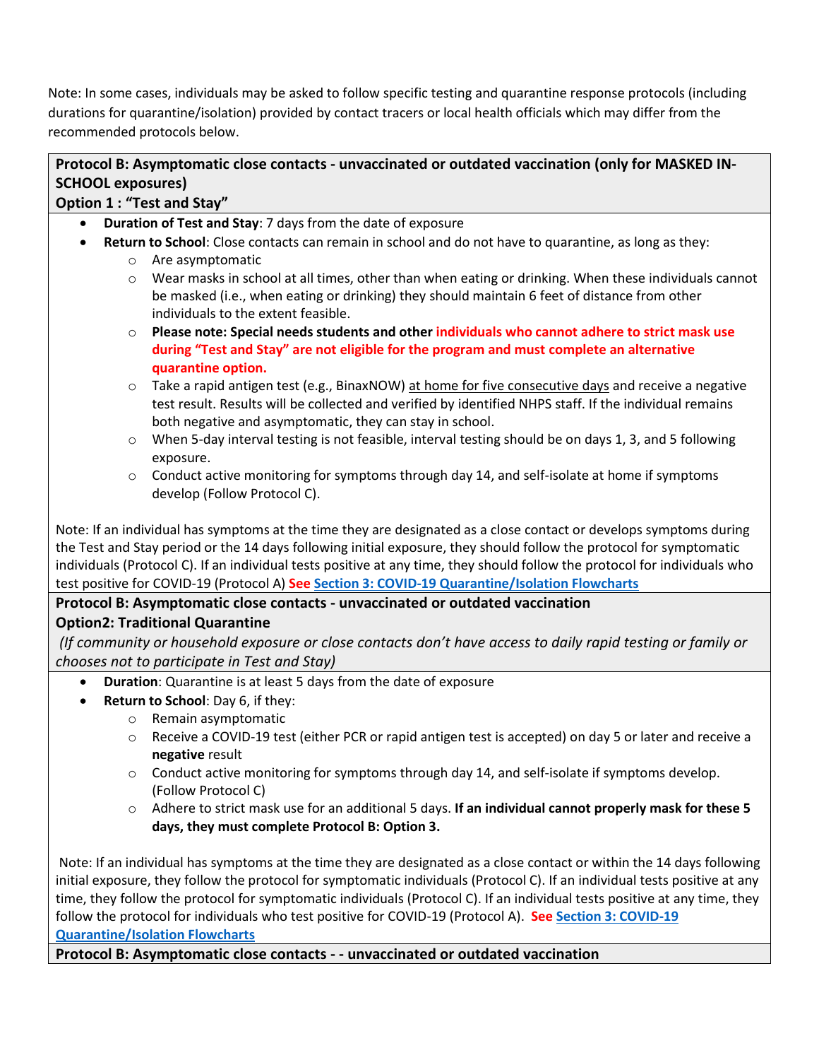Note: In some cases, individuals may be asked to follow specific testing and quarantine response protocols (including durations for quarantine/isolation) provided by contact tracers or local health officials which may differ from the recommended protocols below.

**Protocol B: Asymptomatic close contacts - unvaccinated or outdated vaccination (only for MASKED IN-SCHOOL exposures)**
**Option 1 : "Test and Stay"**

- **Duration of Test and Stay**: 7 days from the date of exposure
- **Return to School**: Close contacts can remain in school and do not have to quarantine, as long as they:
  - Are asymptomatic
  - Wear masks in school at all times, other than when eating or drinking. When these individuals cannot be masked (i.e., when eating or drinking) they should maintain 6 feet of distance from other individuals to the extent feasible.
  - **Please note: Special needs students and other individuals who cannot adhere to strict mask use during "Test and Stay" are not eligible for the program and must complete an alternative quarantine option.**
  - Take a rapid antigen test (e.g., BinaxNOW) at home for five consecutive days and receive a negative test result. Results will be collected and verified by identified NHPS staff. If the individual remains both negative and asymptomatic, they can stay in school.
  - When 5-day interval testing is not feasible, interval testing should be on days 1, 3, and 5 following exposure.
  - Conduct active monitoring for symptoms through day 14, and self-isolate at home if symptoms develop (Follow Protocol C).

Note: If an individual has symptoms at the time they are designated as a close contact or develops symptoms during the Test and Stay period or the 14 days following initial exposure, they should follow the protocol for symptomatic individuals (Protocol C). If an individual tests positive at any time, they should follow the protocol for individuals who test positive for COVID-19 (Protocol A) **See** [Section 3: COVID-19 Quarantine/Isolation Flowcharts]()

**Protocol B: Asymptomatic close contacts - unvaccinated or outdated vaccination**
**Option2: Traditional Quarantine**
*(If community or household exposure or close contacts don't have access to daily rapid testing or family or chooses not to participate in Test and Stay)*

- **Duration**: Quarantine is at least 5 days from the date of exposure
- **Return to School**: Day 6, if they:
  - Remain asymptomatic
  - Receive a COVID-19 test (either PCR or rapid antigen test is accepted) on day 5 or later and receive a **negative** result
  - Conduct active monitoring for symptoms through day 14, and self-isolate if symptoms develop. (Follow Protocol C)
  - Adhere to strict mask use for an additional 5 days. **If an individual cannot properly mask for these 5 days, they must complete Protocol B: Option 3.**

Note: If an individual has symptoms at the time they are designated as a close contact or within the 14 days following initial exposure, they follow the protocol for symptomatic individuals (Protocol C). If an individual tests positive at any time, they follow the protocol for symptomatic individuals (Protocol C). If an individual tests positive at any time, they follow the protocol for individuals who test positive for COVID-19 (Protocol A). **See** [Section 3: COVID-19 Quarantine/Isolation Flowcharts]()

**Protocol B: Asymptomatic close contacts - - unvaccinated or outdated vaccination**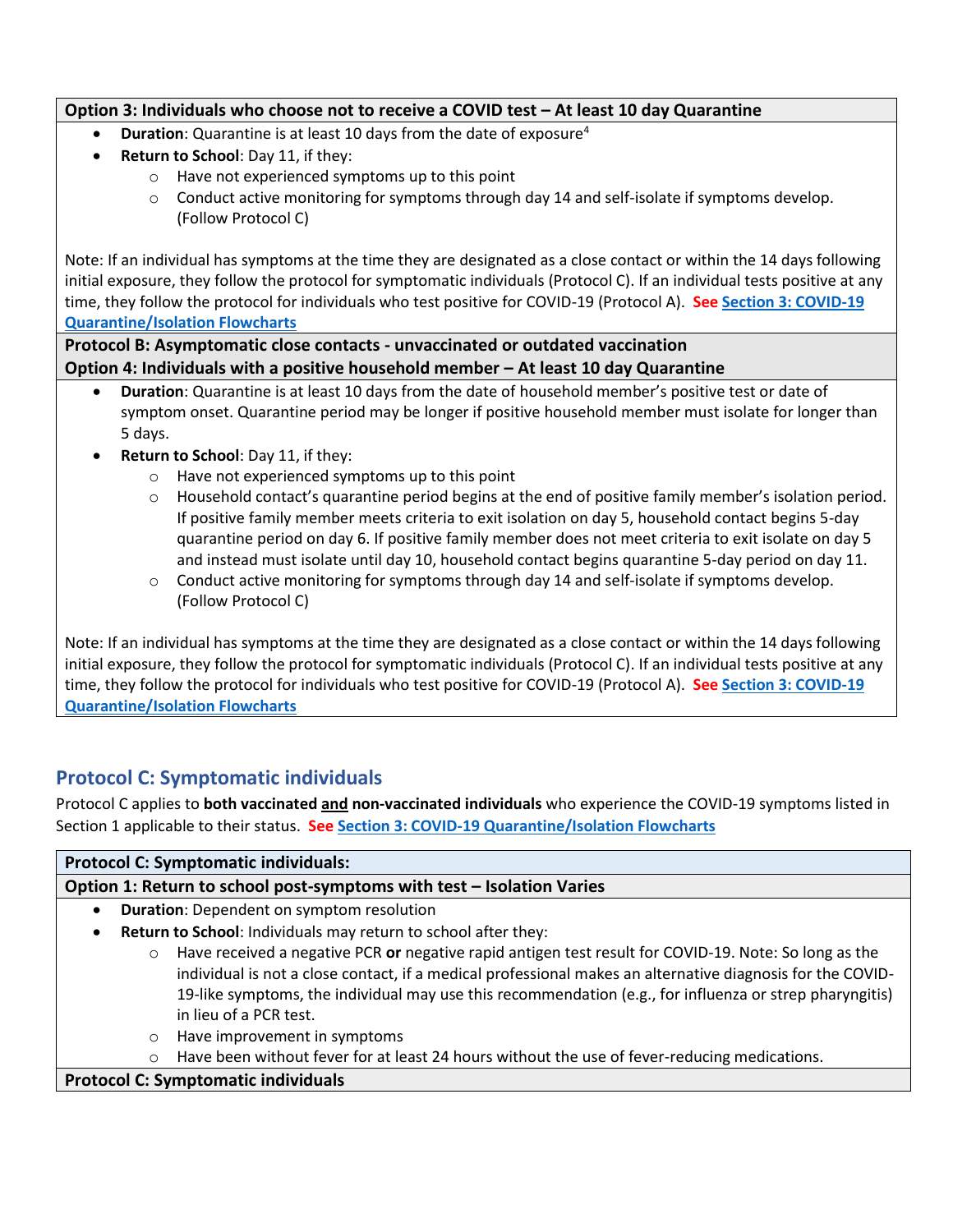**Option 3: Individuals who choose not to receive a COVID test – At least 10 day Quarantine**

- **Duration**: Quarantine is at least 10 days from the date of exposure[4]
- **Return to School**: Day 11, if they:
  - Have not experienced symptoms up to this point
  - Conduct active monitoring for symptoms through day 14 and self-isolate if symptoms develop. (Follow Protocol C)

Note: If an individual has symptoms at the time they are designated as a close contact or within the 14 days following initial exposure, they follow the protocol for symptomatic individuals (Protocol C). If an individual tests positive at any time, they follow the protocol for individuals who test positive for COVID-19 (Protocol A). **See** [Section 3: COVID-19 Quarantine/Isolation Flowcharts]

**Protocol B: Asymptomatic close contacts - unvaccinated or outdated vaccination**

**Option 4: Individuals with a positive household member – At least 10 day Quarantine**

- **Duration**: Quarantine is at least 10 days from the date of household member's positive test or date of symptom onset. Quarantine period may be longer if positive household member must isolate for longer than 5 days.
- **Return to School**: Day 11, if they:
  - Have not experienced symptoms up to this point
  - Household contact's quarantine period begins at the end of positive family member's isolation period. If positive family member meets criteria to exit isolation on day 5, household contact begins 5-day quarantine period on day 6. If positive family member does not meet criteria to exit isolate on day 5 and instead must isolate until day 10, household contact begins quarantine 5-day period on day 11.
  - Conduct active monitoring for symptoms through day 14 and self-isolate if symptoms develop. (Follow Protocol C)

Note: If an individual has symptoms at the time they are designated as a close contact or within the 14 days following initial exposure, they follow the protocol for symptomatic individuals (Protocol C). If an individual tests positive at any time, they follow the protocol for individuals who test positive for COVID-19 (Protocol A). **See** [Section 3: COVID-19 Quarantine/Isolation Flowcharts]

## Protocol C: Symptomatic individuals

Protocol C applies to **both vaccinated and non-vaccinated individuals** who experience the COVID-19 symptoms listed in Section 1 applicable to their status. **See** [Section 3: COVID-19 Quarantine/Isolation Flowcharts]

**Protocol C: Symptomatic individuals:**

**Option 1: Return to school post-symptoms with test – Isolation Varies**

- **Duration**: Dependent on symptom resolution
- **Return to School**: Individuals may return to school after they:
  - Have received a negative PCR **or** negative rapid antigen test result for COVID-19. Note: So long as the individual is not a close contact, if a medical professional makes an alternative diagnosis for the COVID-19-like symptoms, the individual may use this recommendation (e.g., for influenza or strep pharyngitis) in lieu of a PCR test.
  - Have improvement in symptoms
  - Have been without fever for at least 24 hours without the use of fever-reducing medications.

**Protocol C: Symptomatic individuals**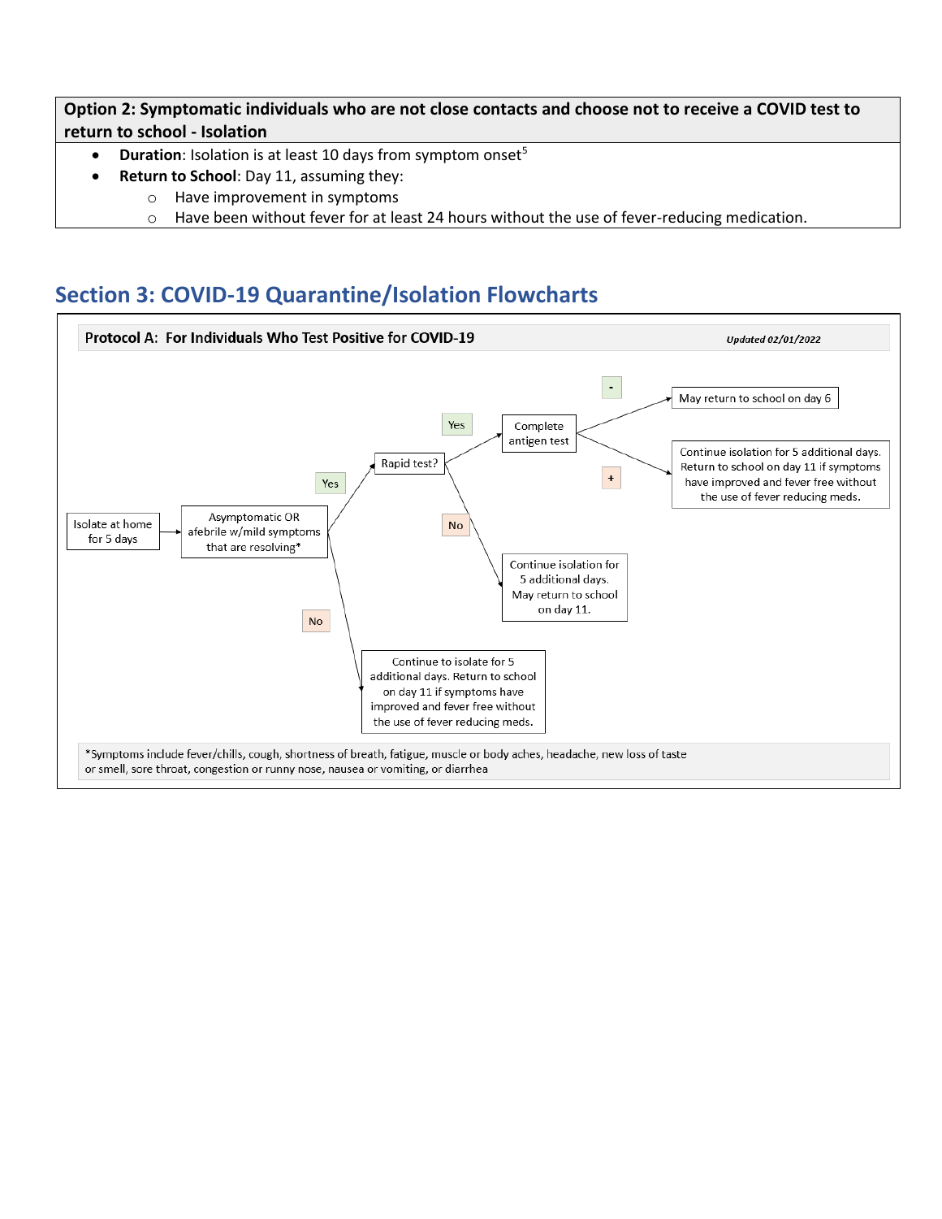**Option 2: Symptomatic individuals who are not close contacts and choose not to receive a COVID test to return to school - Isolation**

- **Duration**: Isolation is at least 10 days from symptom onset[5]
- **Return to School**: Day 11, assuming they:
    - Have improvement in symptoms
    - Have been without fever for at least 24 hours without the use of fever-reducing medication.

## Section 3: COVID-19 Quarantine/Isolation Flowcharts

**Protocol A: For Individuals Who Test Positive for COVID-19**

*Updated 02/01/2022*

Isolate at home for 5 days → Asymptomatic OR afebrile w/mild symptoms that are resolving*

- **Yes** → Rapid test?
    - **Yes** → Complete antigen test
        - **-** → May return to school on day 6
        - **+** → Continue isolation for 5 additional days. Return to school on day 11 if symptoms have improved and fever free without the use of fever reducing meds.
    - **No** → Continue isolation for 5 additional days. May return to school on day 11.
- **No** → Continue to isolate for 5 additional days. Return to school on day 11 if symptoms have improved and fever free without the use of fever reducing meds.

*Symptoms include fever/chills, cough, shortness of breath, fatigue, muscle or body aches, headache, new loss of taste or smell, sore throat, congestion or runny nose, nausea or vomiting, or diarrhea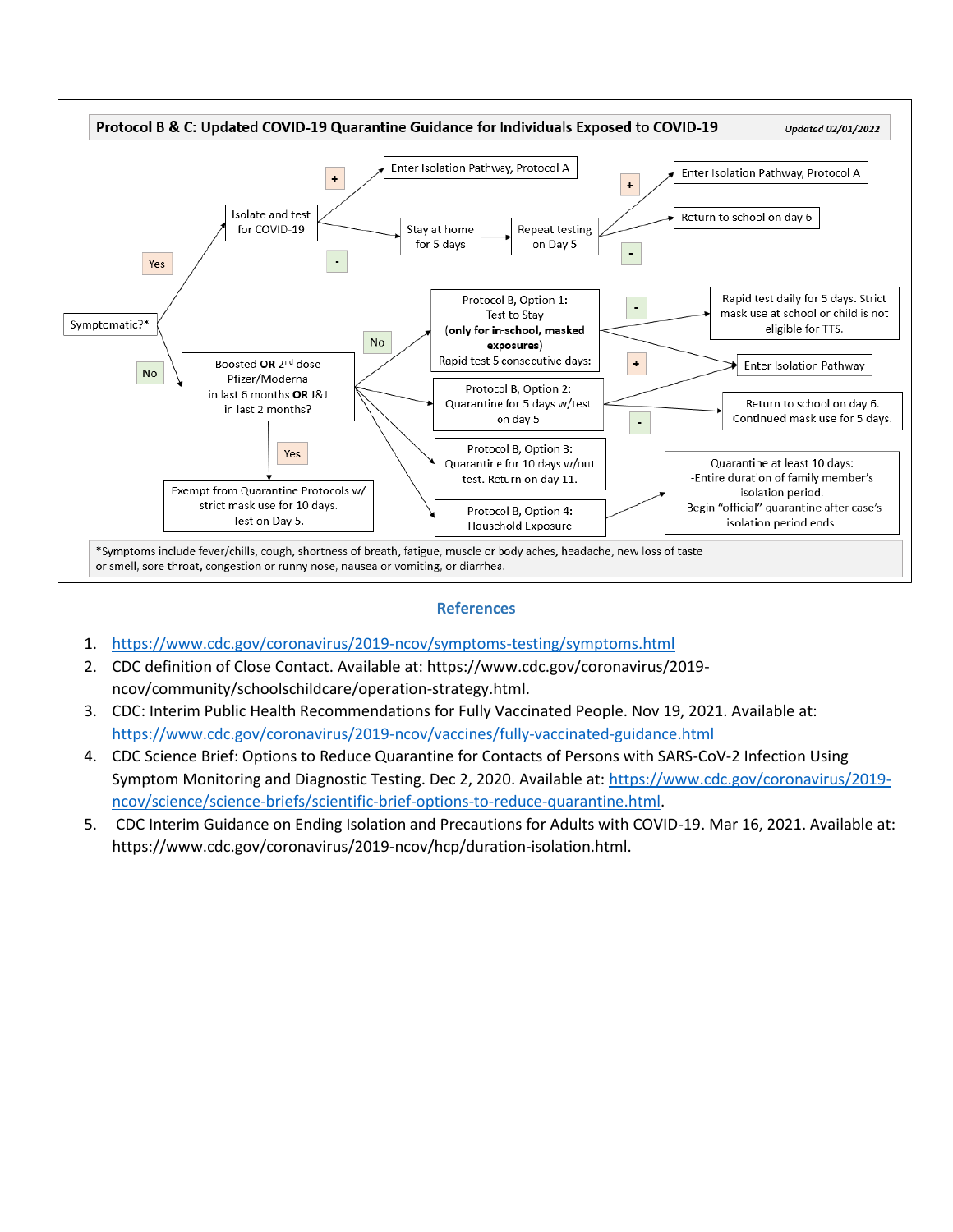**Protocol B & C: Updated COVID-19 Quarantine Guidance for Individuals Exposed to COVID-19**

*Updated 02/01/2022*

Symptomatic?*

Yes

Isolate and test for COVID-19

+

Enter Isolation Pathway, Protocol A

-

Stay at home for 5 days

Repeat testing on Day 5

+

Enter Isolation Pathway, Protocol A

-

Return to school on day 6

No

Boosted **OR** 2nd dose Pfizer/Moderna in last 6 months **OR** J&J in last 2 months?

Yes

Exempt from Quarantine Protocols w/ strict mask use for 10 days. Test on Day 5.

No

Protocol B, Option 1: Test to Stay (**only for in-school, masked exposures**) Rapid test 5 consecutive days:

-

Rapid test daily for 5 days. Strict mask use at school or child is not eligible for TTS.

+

Enter Isolation Pathway

Protocol B, Option 2: Quarantine for 5 days w/test on day 5

-

Return to school on day 6. Continued mask use for 5 days.

Protocol B, Option 3: Quarantine for 10 days w/out test. Return on day 11.

Protocol B, Option 4: Household Exposure

Quarantine at least 10 days:
-Entire duration of family member's isolation period.
-Begin "official" quarantine after case's isolation period ends.

*Symptoms include fever/chills, cough, shortness of breath, fatigue, muscle or body aches, headache, new loss of taste or smell, sore throat, congestion or runny nose, nausea or vomiting, or diarrhea.

## References

1. https://www.cdc.gov/coronavirus/2019-ncov/symptoms-testing/symptoms.html
2. CDC definition of Close Contact. Available at: https://www.cdc.gov/coronavirus/2019-ncov/community/schoolschildcare/operation-strategy.html.
3. CDC: Interim Public Health Recommendations for Fully Vaccinated People. Nov 19, 2021. Available at: https://www.cdc.gov/coronavirus/2019-ncov/vaccines/fully-vaccinated-guidance.html
4. CDC Science Brief: Options to Reduce Quarantine for Contacts of Persons with SARS-CoV-2 Infection Using Symptom Monitoring and Diagnostic Testing. Dec 2, 2020. Available at: https://www.cdc.gov/coronavirus/2019-ncov/science/science-briefs/scientific-brief-options-to-reduce-quarantine.html.
5. CDC Interim Guidance on Ending Isolation and Precautions for Adults with COVID-19. Mar 16, 2021. Available at: https://www.cdc.gov/coronavirus/2019-ncov/hcp/duration-isolation.html.